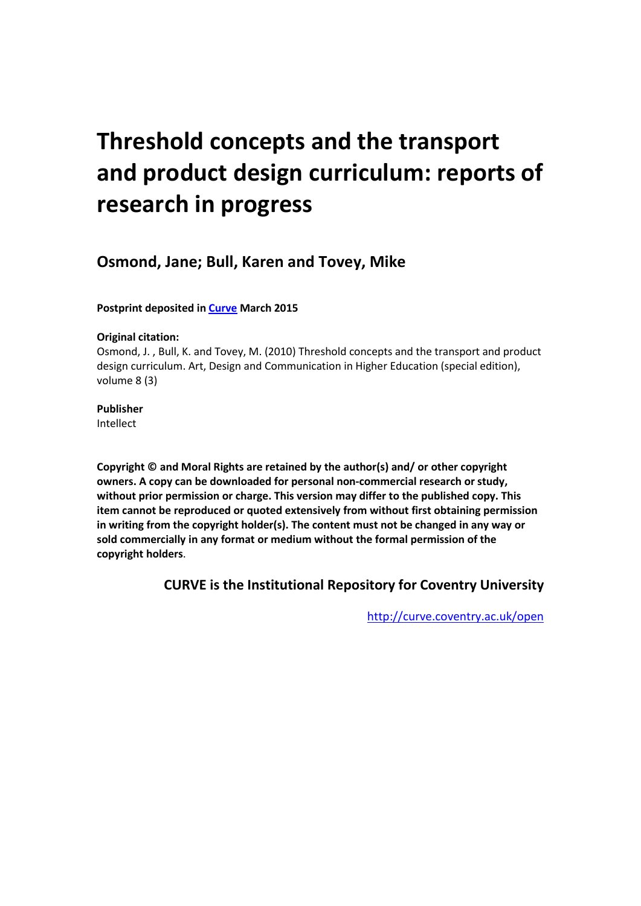# Threshold concepts and the transport and product design curriculum: reports of research in progress

## Osmond, Jane; Bull, Karen and Tovey, Mike

**Postprint deposited in [Curve](http://curve.coventry.ac.uk/open) March 2015**

**Original citation:**
Osmond, J. , Bull, K. and Tovey, M. (2010) Threshold concepts and the transport and product design curriculum. Art, Design and Communication in Higher Education (special edition), volume 8 (3)

**Publisher**
Intellect

**Copyright © and Moral Rights are retained by the author(s) and/ or other copyright owners. A copy can be downloaded for personal non-commercial research or study, without prior permission or charge. This version may differ to the published copy. This item cannot be reproduced or quoted extensively from without first obtaining permission in writing from the copyright holder(s). The content must not be changed in any way or sold commercially in any format or medium without the formal permission of the copyright holders**.

**CURVE is the Institutional Repository for Coventry University**

http://curve.coventry.ac.uk/open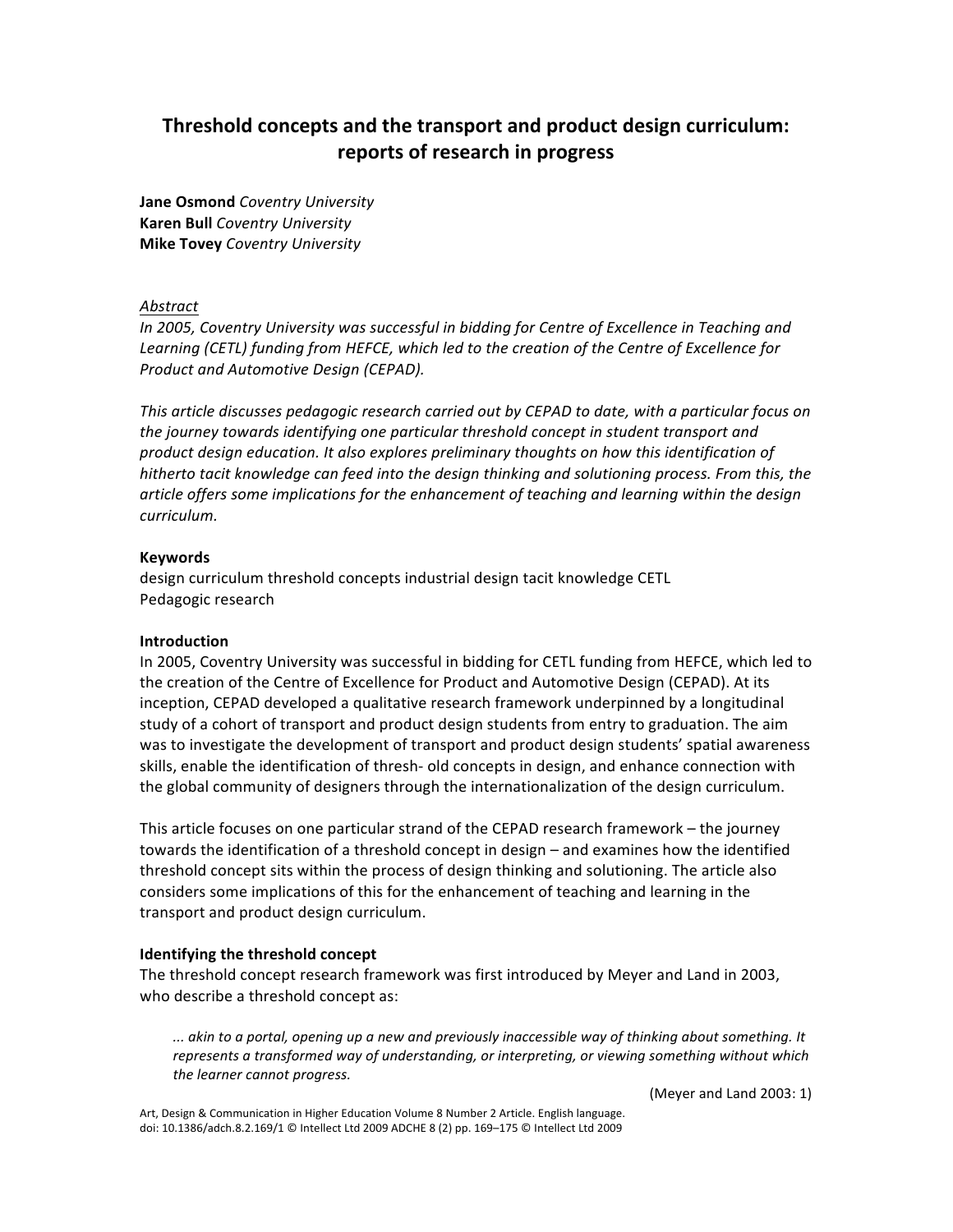# Threshold concepts and the transport and product design curriculum: reports of research in progress

**Jane Osmond** *Coventry University*
**Karen Bull** *Coventry University*
**Mike Tovey** *Coventry University*

*Abstract*

*In 2005, Coventry University was successful in bidding for Centre of Excellence in Teaching and Learning (CETL) funding from HEFCE, which led to the creation of the Centre of Excellence for Product and Automotive Design (CEPAD).*

*This article discusses pedagogic research carried out by CEPAD to date, with a particular focus on the journey towards identifying one particular threshold concept in student transport and product design education. It also explores preliminary thoughts on how this identification of hitherto tacit knowledge can feed into the design thinking and solutioning process. From this, the article offers some implications for the enhancement of teaching and learning within the design curriculum.*

**Keywords**

design curriculum threshold concepts industrial design tacit knowledge CETL
Pedagogic research

**Introduction**

In 2005, Coventry University was successful in bidding for CETL funding from HEFCE, which led to the creation of the Centre of Excellence for Product and Automotive Design (CEPAD). At its inception, CEPAD developed a qualitative research framework underpinned by a longitudinal study of a cohort of transport and product design students from entry to graduation. The aim was to investigate the development of transport and product design students' spatial awareness skills, enable the identification of thresh- old concepts in design, and enhance connection with the global community of designers through the internationalization of the design curriculum.

This article focuses on one particular strand of the CEPAD research framework – the journey towards the identification of a threshold concept in design – and examines how the identified threshold concept sits within the process of design thinking and solutioning. The article also considers some implications of this for the enhancement of teaching and learning in the transport and product design curriculum.

**Identifying the threshold concept**

The threshold concept research framework was first introduced by Meyer and Land in 2003, who describe a threshold concept as:

> *... akin to a portal, opening up a new and previously inaccessible way of thinking about something. It represents a transformed way of understanding, or interpreting, or viewing something without which the learner cannot progress.*
>
> (Meyer and Land 2003: 1)

Art, Design & Communication in Higher Education Volume 8 Number 2 Article. English language. doi: 10.1386/adch.8.2.169/1 © Intellect Ltd 2009 ADCHE 8 (2) pp. 169–175 © Intellect Ltd 2009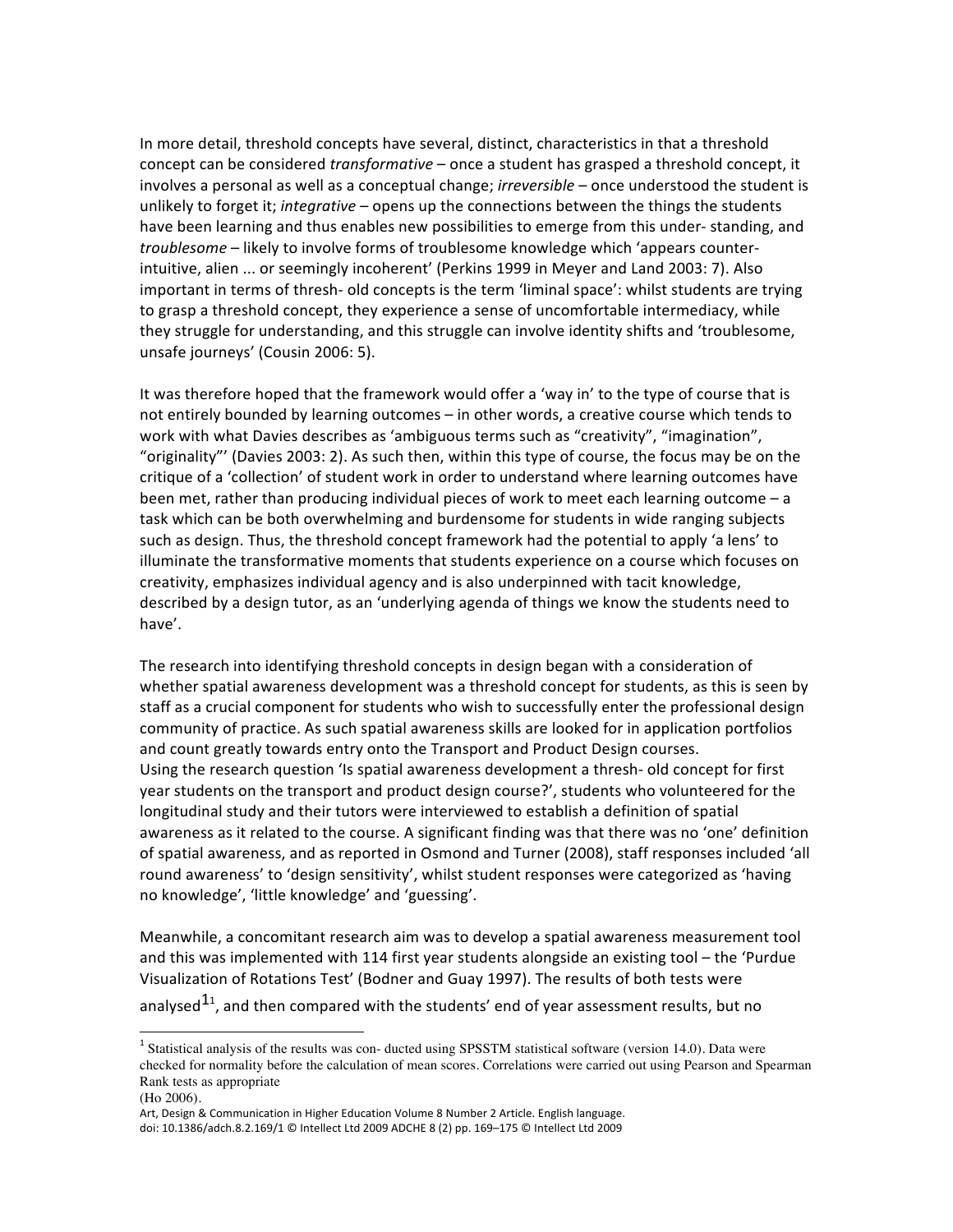In more detail, threshold concepts have several, distinct, characteristics in that a threshold concept can be considered *transformative* – once a student has grasped a threshold concept, it involves a personal as well as a conceptual change; *irreversible* – once understood the student is unlikely to forget it; *integrative* – opens up the connections between the things the students have been learning and thus enables new possibilities to emerge from this under- standing, and *troublesome* – likely to involve forms of troublesome knowledge which 'appears counter-intuitive, alien ... or seemingly incoherent' (Perkins 1999 in Meyer and Land 2003: 7). Also important in terms of thresh- old concepts is the term 'liminal space': whilst students are trying to grasp a threshold concept, they experience a sense of uncomfortable intermediacy, while they struggle for understanding, and this struggle can involve identity shifts and 'troublesome, unsafe journeys' (Cousin 2006: 5).

It was therefore hoped that the framework would offer a 'way in' to the type of course that is not entirely bounded by learning outcomes – in other words, a creative course which tends to work with what Davies describes as 'ambiguous terms such as "creativity", "imagination", "originality"' (Davies 2003: 2). As such then, within this type of course, the focus may be on the critique of a 'collection' of student work in order to understand where learning outcomes have been met, rather than producing individual pieces of work to meet each learning outcome – a task which can be both overwhelming and burdensome for students in wide ranging subjects such as design. Thus, the threshold concept framework had the potential to apply 'a lens' to illuminate the transformative moments that students experience on a course which focuses on creativity, emphasizes individual agency and is also underpinned with tacit knowledge, described by a design tutor, as an 'underlying agenda of things we know the students need to have'.

The research into identifying threshold concepts in design began with a consideration of whether spatial awareness development was a threshold concept for students, as this is seen by staff as a crucial component for students who wish to successfully enter the professional design community of practice. As such spatial awareness skills are looked for in application portfolios and count greatly towards entry onto the Transport and Product Design courses.
Using the research question 'Is spatial awareness development a thresh- old concept for first year students on the transport and product design course?', students who volunteered for the longitudinal study and their tutors were interviewed to establish a definition of spatial awareness as it related to the course. A significant finding was that there was no 'one' definition of spatial awareness, and as reported in Osmond and Turner (2008), staff responses included 'all round awareness' to 'design sensitivity', whilst student responses were categorized as 'having no knowledge', 'little knowledge' and 'guessing'.

Meanwhile, a concomitant research aim was to develop a spatial awareness measurement tool and this was implemented with 114 first year students alongside an existing tool – the 'Purdue Visualization of Rotations Test' (Bodner and Guay 1997). The results of both tests were analysed[1], and then compared with the students' end of year assessment results, but no

[1] Statistical analysis of the results was con- ducted using SPSSTM statistical software (version 14.0). Data were checked for normality before the calculation of mean scores. Correlations were carried out using Pearson and Spearman Rank tests as appropriate
(Ho 2006).

Art, Design & Communication in Higher Education Volume 8 Number 2 Article. English language.
doi: 10.1386/adch.8.2.169/1 © Intellect Ltd 2009 ADCHE 8 (2) pp. 169–175 © Intellect Ltd 2009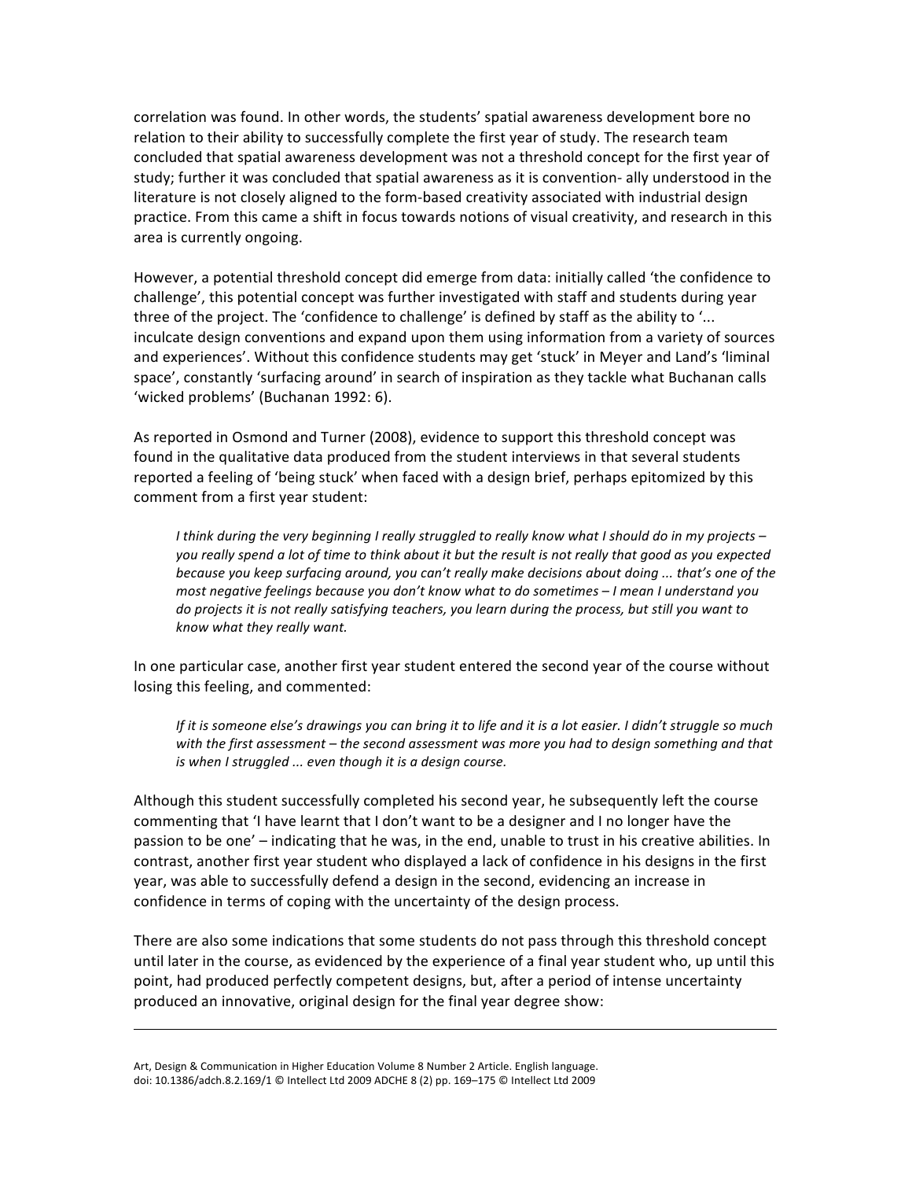correlation was found. In other words, the students' spatial awareness development bore no relation to their ability to successfully complete the first year of study. The research team concluded that spatial awareness development was not a threshold concept for the first year of study; further it was concluded that spatial awareness as it is convention- ally understood in the literature is not closely aligned to the form-based creativity associated with industrial design practice. From this came a shift in focus towards notions of visual creativity, and research in this area is currently ongoing.

However, a potential threshold concept did emerge from data: initially called 'the confidence to challenge', this potential concept was further investigated with staff and students during year three of the project. The 'confidence to challenge' is defined by staff as the ability to '... inculcate design conventions and expand upon them using information from a variety of sources and experiences'. Without this confidence students may get 'stuck' in Meyer and Land's 'liminal space', constantly 'surfacing around' in search of inspiration as they tackle what Buchanan calls 'wicked problems' (Buchanan 1992: 6).

As reported in Osmond and Turner (2008), evidence to support this threshold concept was found in the qualitative data produced from the student interviews in that several students reported a feeling of 'being stuck' when faced with a design brief, perhaps epitomized by this comment from a first year student:

> *I think during the very beginning I really struggled to really know what I should do in my projects – you really spend a lot of time to think about it but the result is not really that good as you expected because you keep surfacing around, you can't really make decisions about doing ... that's one of the most negative feelings because you don't know what to do sometimes – I mean I understand you do projects it is not really satisfying teachers, you learn during the process, but still you want to know what they really want.*

In one particular case, another first year student entered the second year of the course without losing this feeling, and commented:

> *If it is someone else's drawings you can bring it to life and it is a lot easier. I didn't struggle so much with the first assessment – the second assessment was more you had to design something and that is when I struggled ... even though it is a design course.*

Although this student successfully completed his second year, he subsequently left the course commenting that 'I have learnt that I don't want to be a designer and I no longer have the passion to be one' – indicating that he was, in the end, unable to trust in his creative abilities. In contrast, another first year student who displayed a lack of confidence in his designs in the first year, was able to successfully defend a design in the second, evidencing an increase in confidence in terms of coping with the uncertainty of the design process.

There are also some indications that some students do not pass through this threshold concept until later in the course, as evidenced by the experience of a final year student who, up until this point, had produced perfectly competent designs, but, after a period of intense uncertainty produced an innovative, original design for the final year degree show: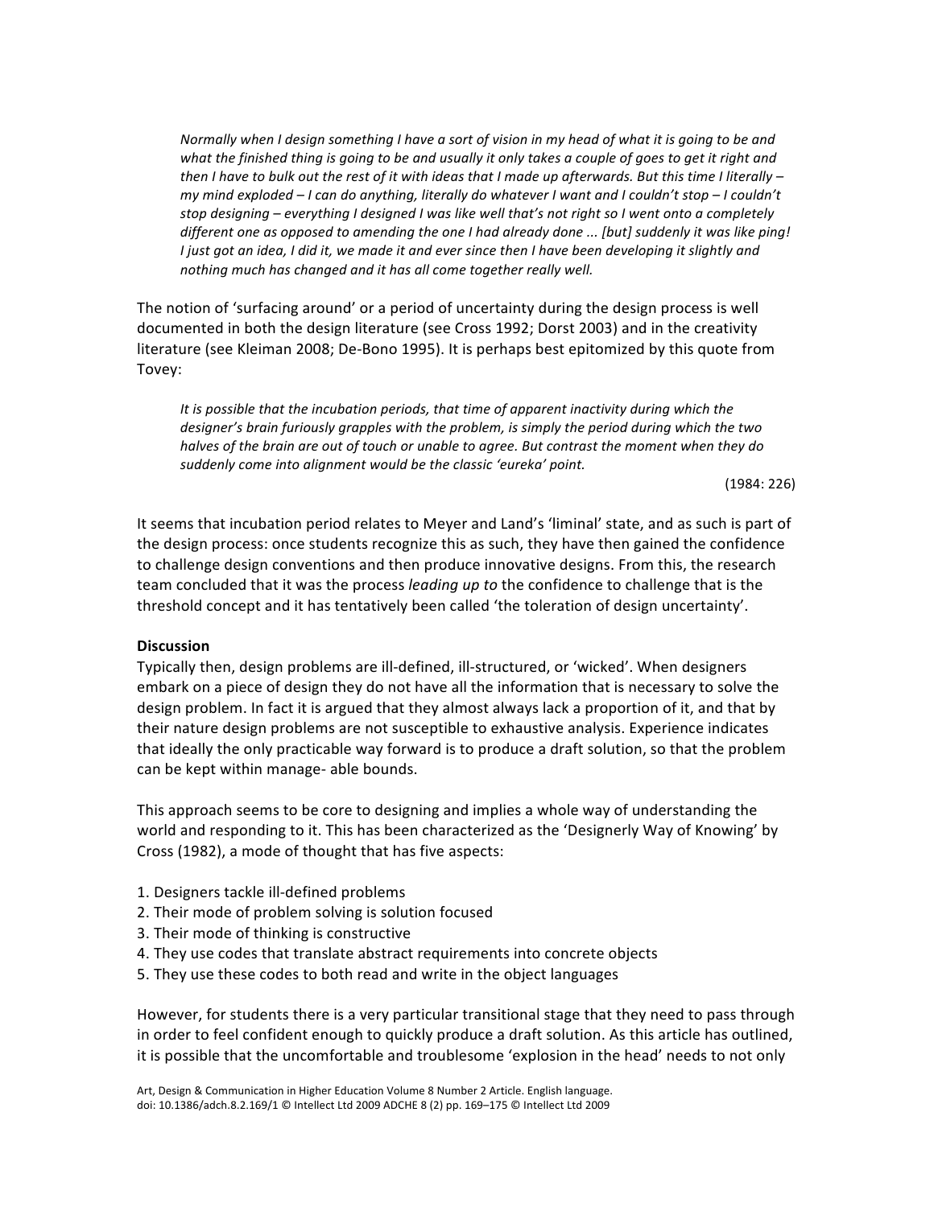> *Normally when I design something I have a sort of vision in my head of what it is going to be and what the finished thing is going to be and usually it only takes a couple of goes to get it right and then I have to bulk out the rest of it with ideas that I made up afterwards. But this time I literally – my mind exploded – I can do anything, literally do whatever I want and I couldn't stop – I couldn't stop designing – everything I designed I was like well that's not right so I went onto a completely different one as opposed to amending the one I had already done ... [but] suddenly it was like ping! I just got an idea, I did it, we made it and ever since then I have been developing it slightly and nothing much has changed and it has all come together really well.*

The notion of 'surfacing around' or a period of uncertainty during the design process is well documented in both the design literature (see Cross 1992; Dorst 2003) and in the creativity literature (see Kleiman 2008; De-Bono 1995). It is perhaps best epitomized by this quote from Tovey:

> *It is possible that the incubation periods, that time of apparent inactivity during which the designer's brain furiously grapples with the problem, is simply the period during which the two halves of the brain are out of touch or unable to agree. But contrast the moment when they do suddenly come into alignment would be the classic 'eureka' point.*
>
> (1984: 226)

It seems that incubation period relates to Meyer and Land's 'liminal' state, and as such is part of the design process: once students recognize this as such, they have then gained the confidence to challenge design conventions and then produce innovative designs. From this, the research team concluded that it was the process *leading up to* the confidence to challenge that is the threshold concept and it has tentatively been called 'the toleration of design uncertainty'.

**Discussion**

Typically then, design problems are ill-defined, ill-structured, or 'wicked'. When designers embark on a piece of design they do not have all the information that is necessary to solve the design problem. In fact it is argued that they almost always lack a proportion of it, and that by their nature design problems are not susceptible to exhaustive analysis. Experience indicates that ideally the only practicable way forward is to produce a draft solution, so that the problem can be kept within manage- able bounds.

This approach seems to be core to designing and implies a whole way of understanding the world and responding to it. This has been characterized as the 'Designerly Way of Knowing' by Cross (1982), a mode of thought that has five aspects:

1. Designers tackle ill-defined problems
2. Their mode of problem solving is solution focused
3. Their mode of thinking is constructive
4. They use codes that translate abstract requirements into concrete objects
5. They use these codes to both read and write in the object languages

However, for students there is a very particular transitional stage that they need to pass through in order to feel confident enough to quickly produce a draft solution. As this article has outlined, it is possible that the uncomfortable and troublesome 'explosion in the head' needs to not only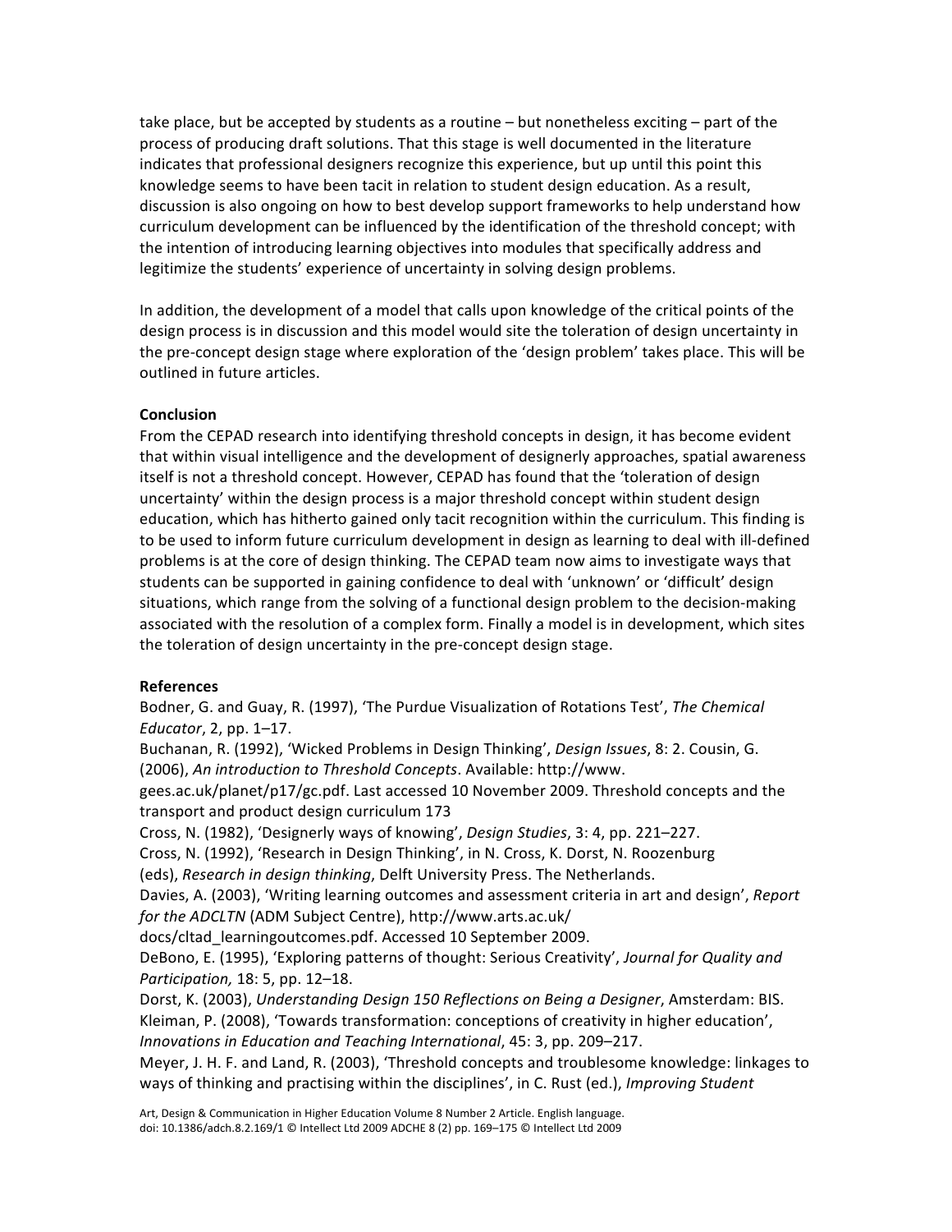take place, but be accepted by students as a routine – but nonetheless exciting – part of the process of producing draft solutions. That this stage is well documented in the literature indicates that professional designers recognize this experience, but up until this point this knowledge seems to have been tacit in relation to student design education. As a result, discussion is also ongoing on how to best develop support frameworks to help understand how curriculum development can be influenced by the identification of the threshold concept; with the intention of introducing learning objectives into modules that specifically address and legitimize the students' experience of uncertainty in solving design problems.

In addition, the development of a model that calls upon knowledge of the critical points of the design process is in discussion and this model would site the toleration of design uncertainty in the pre-concept design stage where exploration of the 'design problem' takes place. This will be outlined in future articles.

## Conclusion

From the CEPAD research into identifying threshold concepts in design, it has become evident that within visual intelligence and the development of designerly approaches, spatial awareness itself is not a threshold concept. However, CEPAD has found that the 'toleration of design uncertainty' within the design process is a major threshold concept within student design education, which has hitherto gained only tacit recognition within the curriculum. This finding is to be used to inform future curriculum development in design as learning to deal with ill-defined problems is at the core of design thinking. The CEPAD team now aims to investigate ways that students can be supported in gaining confidence to deal with 'unknown' or 'difficult' design situations, which range from the solving of a functional design problem to the decision-making associated with the resolution of a complex form. Finally a model is in development, which sites the toleration of design uncertainty in the pre-concept design stage.

## References

Bodner, G. and Guay, R. (1997), 'The Purdue Visualization of Rotations Test', *The Chemical Educator*, 2, pp. 1–17.

Buchanan, R. (1992), 'Wicked Problems in Design Thinking', *Design Issues*, 8: 2. Cousin, G. (2006), *An introduction to Threshold Concepts*. Available: http://www.gees.ac.uk/planet/p17/gc.pdf. Last accessed 10 November 2009. Threshold concepts and the transport and product design curriculum 173

Cross, N. (1982), 'Designerly ways of knowing', *Design Studies*, 3: 4, pp. 221–227.

Cross, N. (1992), 'Research in Design Thinking', in N. Cross, K. Dorst, N. Roozenburg (eds), *Research in design thinking*, Delft University Press. The Netherlands.

Davies, A. (2003), 'Writing learning outcomes and assessment criteria in art and design', *Report for the ADCLTN* (ADM Subject Centre), http://www.arts.ac.uk/docs/cltad_learningoutcomes.pdf. Accessed 10 September 2009.

DeBono, E. (1995), 'Exploring patterns of thought: Serious Creativity', *Journal for Quality and Participation,* 18: 5, pp. 12–18.

Dorst, K. (2003), *Understanding Design 150 Reflections on Being a Designer*, Amsterdam: BIS.

Kleiman, P. (2008), 'Towards transformation: conceptions of creativity in higher education', *Innovations in Education and Teaching International*, 45: 3, pp. 209–217.

Meyer, J. H. F. and Land, R. (2003), 'Threshold concepts and troublesome knowledge: linkages to ways of thinking and practising within the disciplines', in C. Rust (ed.), *Improving Student*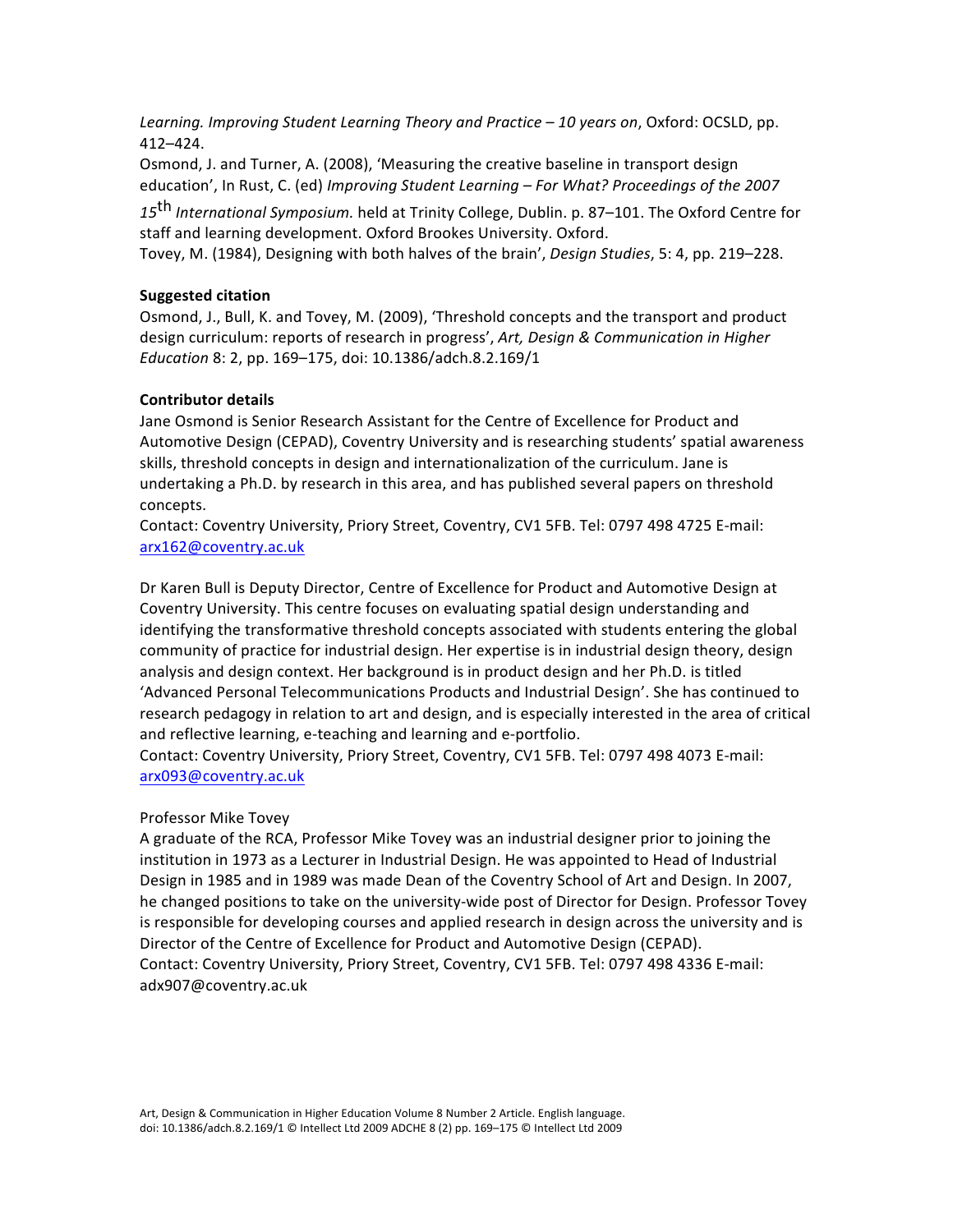*Learning. Improving Student Learning Theory and Practice – 10 years on*, Oxford: OCSLD, pp. 412–424.

Osmond, J. and Turner, A. (2008), 'Measuring the creative baseline in transport design education', In Rust, C. (ed) *Improving Student Learning – For What? Proceedings of the 2007 15th International Symposium.* held at Trinity College, Dublin. p. 87–101. The Oxford Centre for staff and learning development. Oxford Brookes University. Oxford.

Tovey, M. (1984), Designing with both halves of the brain', *Design Studies*, 5: 4, pp. 219–228.

**Suggested citation**

Osmond, J., Bull, K. and Tovey, M. (2009), 'Threshold concepts and the transport and product design curriculum: reports of research in progress', *Art, Design & Communication in Higher Education* 8: 2, pp. 169–175, doi: 10.1386/adch.8.2.169/1

**Contributor details**

Jane Osmond is Senior Research Assistant for the Centre of Excellence for Product and Automotive Design (CEPAD), Coventry University and is researching students' spatial awareness skills, threshold concepts in design and internationalization of the curriculum. Jane is undertaking a Ph.D. by research in this area, and has published several papers on threshold concepts.

Contact: Coventry University, Priory Street, Coventry, CV1 5FB. Tel: 0797 498 4725 E-mail: arx162@coventry.ac.uk

Dr Karen Bull is Deputy Director, Centre of Excellence for Product and Automotive Design at Coventry University. This centre focuses on evaluating spatial design understanding and identifying the transformative threshold concepts associated with students entering the global community of practice for industrial design. Her expertise is in industrial design theory, design analysis and design context. Her background is in product design and her Ph.D. is titled 'Advanced Personal Telecommunications Products and Industrial Design'. She has continued to research pedagogy in relation to art and design, and is especially interested in the area of critical and reflective learning, e-teaching and learning and e-portfolio.

Contact: Coventry University, Priory Street, Coventry, CV1 5FB. Tel: 0797 498 4073 E-mail: arx093@coventry.ac.uk

Professor Mike Tovey

A graduate of the RCA, Professor Mike Tovey was an industrial designer prior to joining the institution in 1973 as a Lecturer in Industrial Design. He was appointed to Head of Industrial Design in 1985 and in 1989 was made Dean of the Coventry School of Art and Design. In 2007, he changed positions to take on the university-wide post of Director for Design. Professor Tovey is responsible for developing courses and applied research in design across the university and is Director of the Centre of Excellence for Product and Automotive Design (CEPAD).

Contact: Coventry University, Priory Street, Coventry, CV1 5FB. Tel: 0797 498 4336 E-mail: adx907@coventry.ac.uk